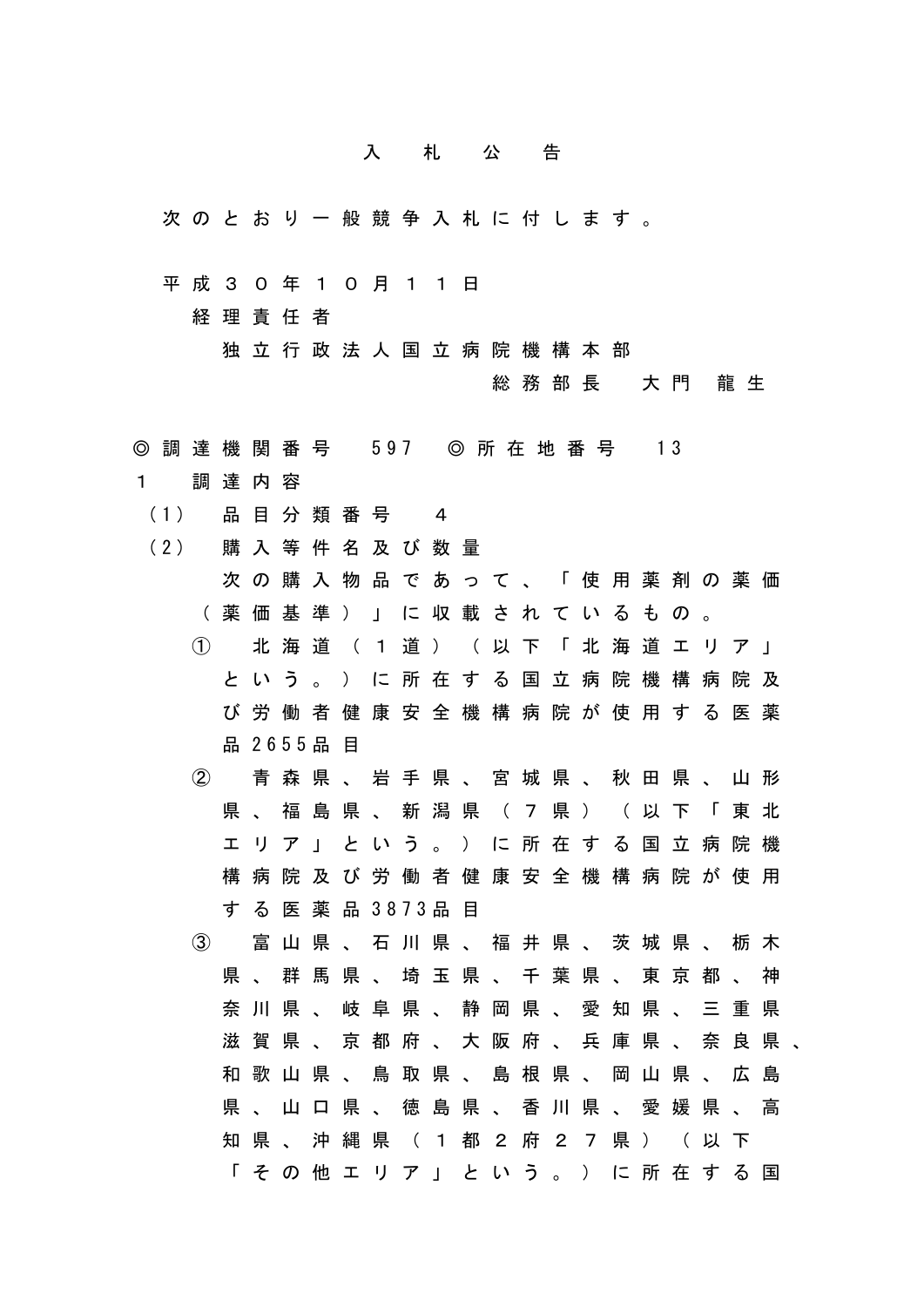# 入札公告

次のとおり一般競争入札に付します。

平成３０年１０月１１日

経理責任者

独立行政法人国立病院機構本部

総務部長　大門　龍生

◎調達機関番号　597　◎所在地番号　13

１　調達内容

（1）　品目分類番号　４

（2）　購入等件名及び数量

次の購入物品であって、「使用薬剤の薬価（薬価基準）」に収載されているもの。

①　北海道（１道）（以下「北海道エリア」という。）に所在する国立病院機構病院及び労働者健康安全機構病院が使用する医薬品2655品目

②　青森県、岩手県、宮城県、秋田県、山形県、福島県、新潟県（７県）（以下「東北エリア」という。）に所在する国立病院機構病院及び労働者健康安全機構病院が使用する医薬品3873品目

③　富山県、石川県、福井県、茨城県、栃木県、群馬県、埼玉県、千葉県、東京都、神奈川県、岐阜県、静岡県、愛知県、三重県滋賀県、京都府、大阪府、兵庫県、奈良県、和歌山県、鳥取県、島根県、岡山県、広島県、山口県、徳島県、香川県、愛媛県、高知県、沖縄県（１都２府２７県）（以下「その他エリア」という。）に所在する国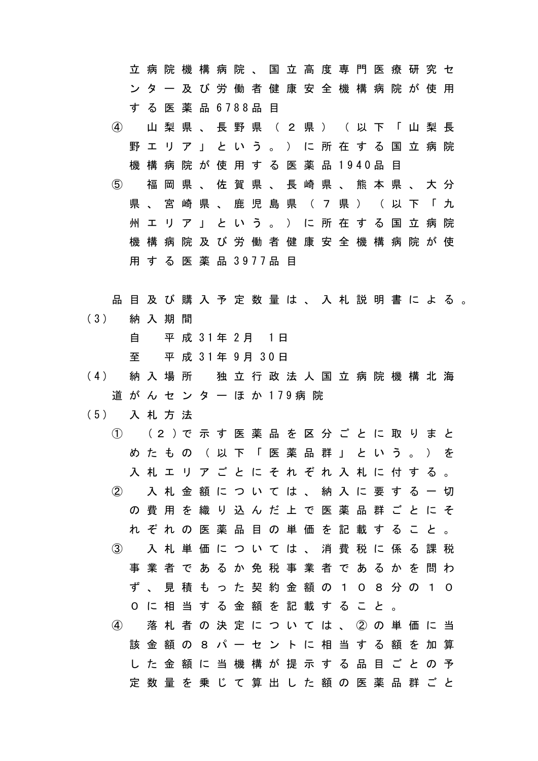立病院機構病院、国立高度専門医療研究センター及び労働者健康安全機構病院が使用する医薬品6788品目

④　山梨県、長野県（２県）（以下「山梨長野エリア」という。）に所在する国立病院機構病院が使用する医薬品1940品目

⑤　福岡県、佐賀県、長崎県、熊本県、大分県、宮崎県、鹿児島県（７県）（以下「九州エリア」という。）に所在する国立病院機構病院及び労働者健康安全機構病院が使用する医薬品3977品目

品目及び購入予定数量は、入札説明書による。

(3)　納入期間

自　平成31年2月 1日

至　平成31年9月30日

(4)　納入場所　独立行政法人国立病院機構北海道がんセンターほか179病院

(5)　入札方法

①　（２）で示す医薬品を区分ごとに取りまとめたもの（以下「医薬品群」という。）を入札エリアごとにそれぞれ入札に付する。

②　入札金額については、納入に要する一切の費用を織り込んだ上で医薬品群ごとにそれぞれの医薬品目の単価を記載すること。

③　入札単価については、消費税に係る課税事業者であるか免税事業者であるかを問わず、見積もった契約金額の１０８分の１００に相当する金額を記載すること。

④　落札者の決定については、②の単価に当該金額の８パーセントに相当する額を加算した金額に当機構が提示する品目ごとの予定数量を乗じて算出した額の医薬品群ごと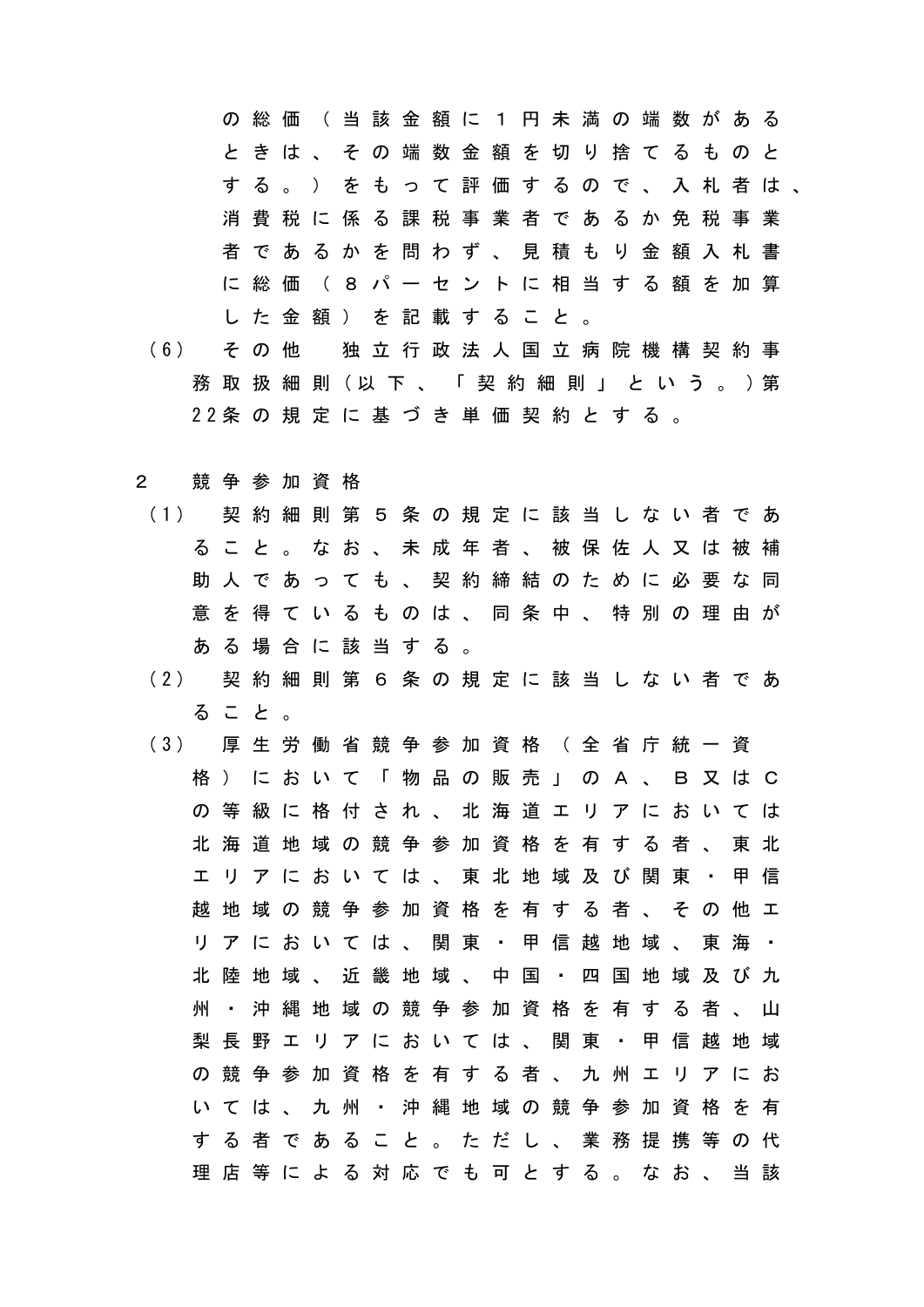の総価（当該金額に１円未満の端数があるときは、その端数金額を切り捨てるものとする。）をもって評価するので、入札者は、消費税に係る課税事業者であるか免税事業者であるかを問わず、見積もり金額入札書に総価（８パーセントに相当する額を加算した金額）を記載すること。

（6） その他　独立行政法人国立病院機構契約事務取扱細則（以下、「契約細則」という。）第22条の規定に基づき単価契約とする。

２　競争参加資格

（1） 契約細則第５条の規定に該当しない者であること。なお、未成年者、被保佐人又は被補助人であっても、契約締結のために必要な同意を得ているものは、同条中、特別の理由がある場合に該当する。

（2） 契約細則第６条の規定に該当しない者であること。

（3） 厚生労働省競争参加資格（全省庁統一資格）において「物品の販売」のＡ、Ｂ又はＣの等級に格付され、北海道エリアにおいては北海道地域の競争参加資格を有する者、東北エリアにおいては、東北地域及び関東・甲信越地域の競争参加資格を有する者、その他エリアにおいては、関東・甲信越地域、東海・北陸地域、近畿地域、中国・四国地域及び九州・沖縄地域の競争参加資格を有する者、山梨長野エリアにおいては、関東・甲信越地域の競争参加資格を有する者、九州エリアにおいては、九州・沖縄地域の競争参加資格を有する者であること。ただし、業務提携等の代理店等による対応でも可とする。なお、当該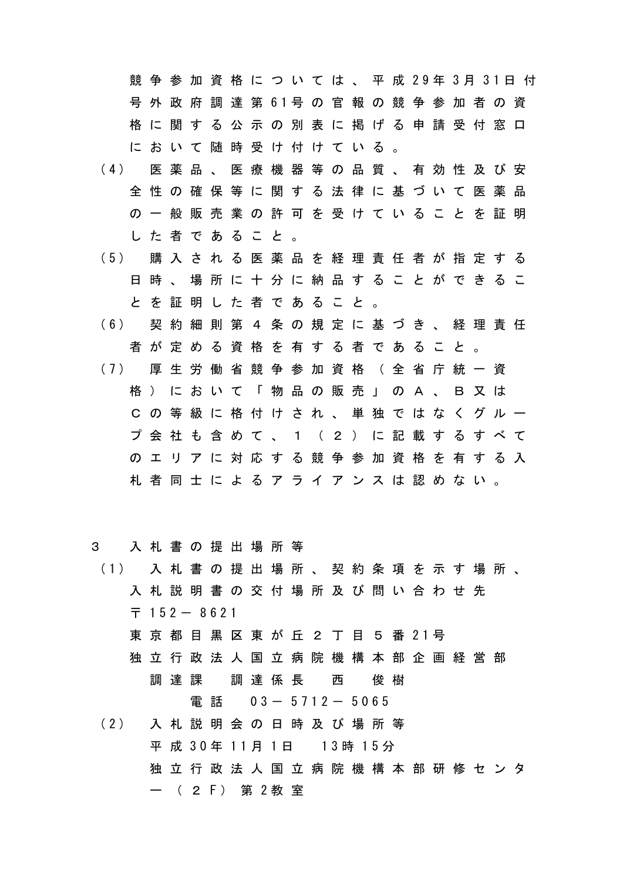競争参加資格については、平成29年3月31日付号外政府調達第61号の官報の競争参加者の資格に関する公示の別表に掲げる申請受付窓口において随時受け付けている。

（4）　医薬品、医療機器等の品質、有効性及び安全性の確保等に関する法律に基づいて医薬品の一般販売業の許可を受けていることを証明した者であること。

（5）　購入される医薬品を経理責任者が指定する日時、場所に十分に納品することができることを証明した者であること。

（6）　契約細則第４条の規定に基づき、経理責任者が定める資格を有する者であること。

（7）　厚生労働省競争参加資格（全省庁統一資格）において「物品の販売」のＡ、Ｂ又はＣの等級に格付けされ、単独ではなくグループ会社も含めて、１（２）に記載するすべてのエリアに対応する競争参加資格を有する入札者同士によるアライアンスは認めない。

３　入札書の提出場所等

（1）　入札書の提出場所、契約条項を示す場所、入札説明書の交付場所及び問い合わせ先

〒152－8621

東京都目黒区東が丘２丁目５番21号

独立行政法人国立病院機構本部企画経営部

調達課　調達係長　西　俊樹

電話　03－5712－5065

（2）　入札説明会の日時及び場所等

平成30年11月1日　13時15分

独立行政法人国立病院機構本部研修センター（２F）第2教室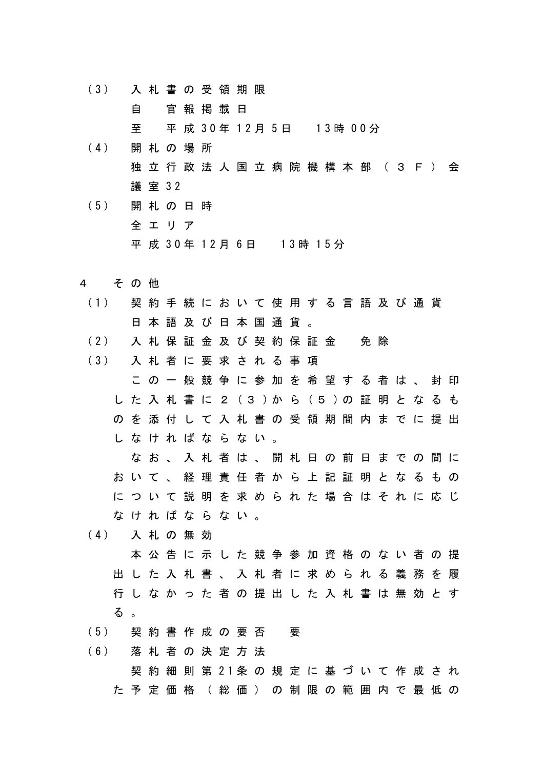（3）　入札書の受領期限

自　官報掲載日

至　平成30年12月5日　13時00分

（4）　開札の場所

独立行政法人国立病院機構本部（３Ｆ）会議室32

（5）　開札の日時

全エリア

平成30年12月6日　13時15分

4　その他

（1）　契約手続において使用する言語及び通貨

日本語及び日本国通貨。

（2）　入札保証金及び契約保証金　免除

（3）　入札者に要求される事項

この一般競争に参加を希望する者は、封印した入札書に２（３）から（５）の証明となるものを添付して入札書の受領期間内までに提出しなければならない。

なお、入札者は、開札日の前日までの間において、経理責任者から上記証明となるものについて説明を求められた場合はそれに応じなければならない。

（4）　入札の無効

本公告に示した競争参加資格のない者の提出した入札書、入札者に求められる義務を履行しなかった者の提出した入札書は無効とする。

（5）　契約書作成の要否　要

（6）　落札者の決定方法

契約細則第21条の規定に基づいて作成された予定価格（総価）の制限の範囲内で最低の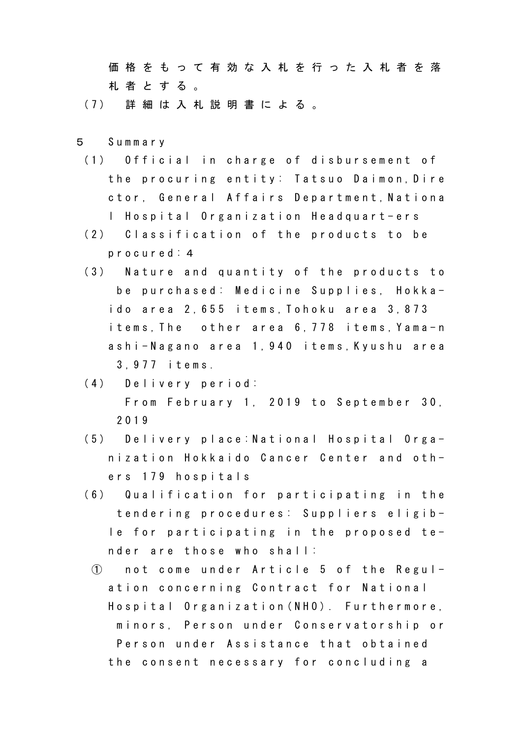価格をもって有効な入札を行った入札者を落札者とする。

(7) 詳細は入札説明書による。

5 Summary

(1) Official in charge of disbursement of the procuring entity: Tatsuo Daimon,Director, General Affairs Department,National Hospital Organization Headquart-ers

(2) Classification of the products to be procured:4

(3) Nature and quantity of the products to be purchased: Medicine Supplies, Hokka-ido area 2,655 items,Tohoku area 3,873 items,The other area 6,778 items,Yama-nashi-Nagano area 1,940 items,Kyushu area 3,977 items.

(4) Delivery period:
From February 1, 2019 to September 30, 2019

(5) Delivery place:National Hospital Orga-nization Hokkaido Cancer Center and oth-ers 179 hospitals

(6) Qualification for participating in the tendering procedures: Suppliers eligib-le for participating in the proposed te-nder are those who shall:

① not come under Article 5 of the Regul-ation concerning Contract for National Hospital Organization(NHO). Furthermore, minors, Person under Conservatorship or Person under Assistance that obtained the consent necessary for concluding a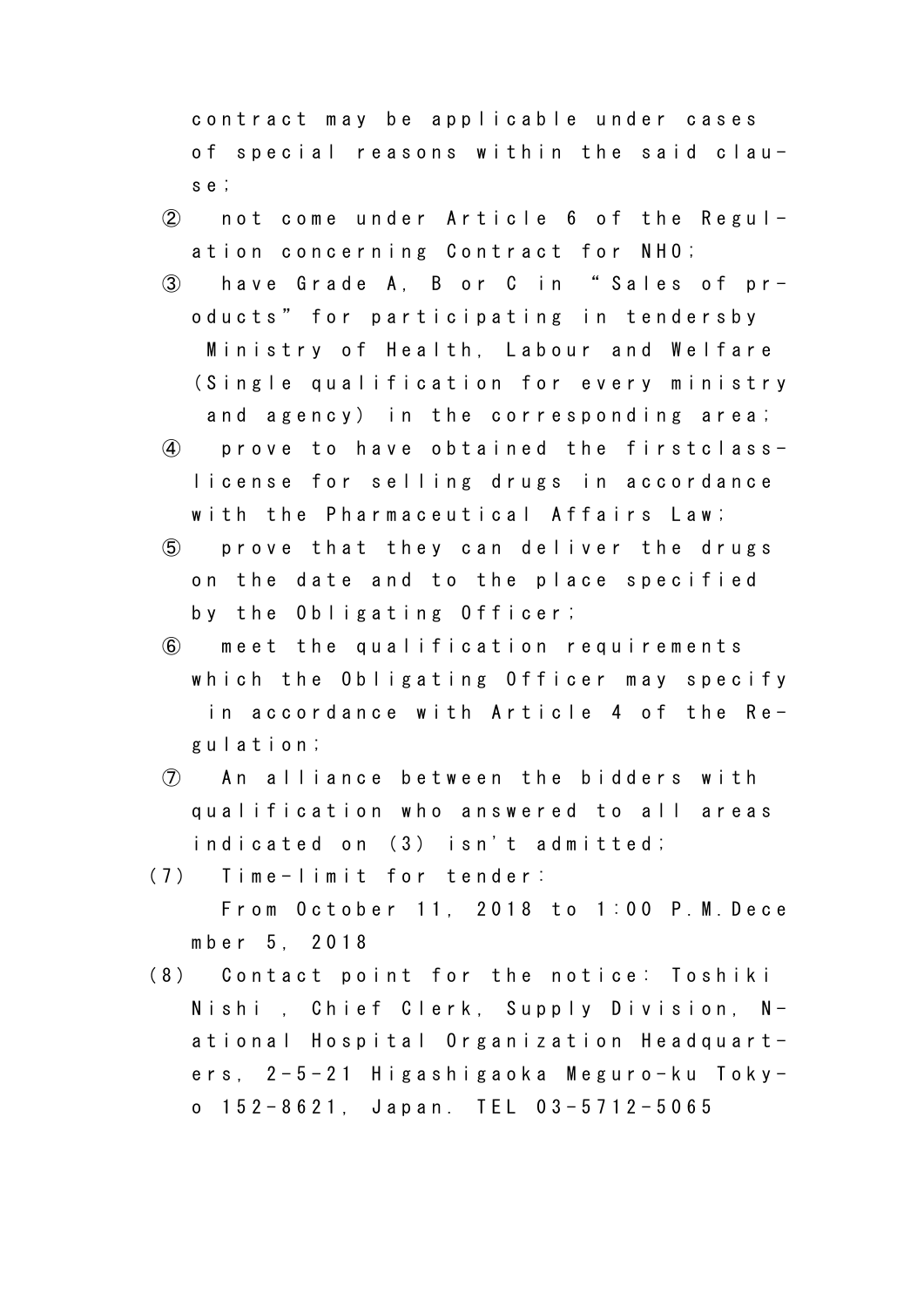contract may be applicable under cases of special reasons within the said clause;

② not come under Article 6 of the Regulation concerning Contract for NHO;

③ have Grade A, B or C in "Sales of products" for participating in tendersby Ministry of Health, Labour and Welfare (Single qualification for every ministry and agency) in the corresponding area;

④ prove to have obtained the firstclass-license for selling drugs in accordance with the Pharmaceutical Affairs Law;

⑤ prove that they can deliver the drugs on the date and to the place specified by the Obligating Officer;

⑥ meet the qualification requirements which the Obligating Officer may specify in accordance with Article 4 of the Regulation;

⑦ An alliance between the bidders with qualification who answered to all areas indicated on (3) isn't admitted;

(7) Time-limit for tender:
From October 11, 2018 to 1:00 P.M.December 5, 2018

(8) Contact point for the notice: Toshiki Nishi , Chief Clerk, Supply Division, National Hospital Organization Headquarters, 2-5-21 Higashigaoka Meguro-ku Tokyo 152-8621, Japan. TEL 03-5712-5065